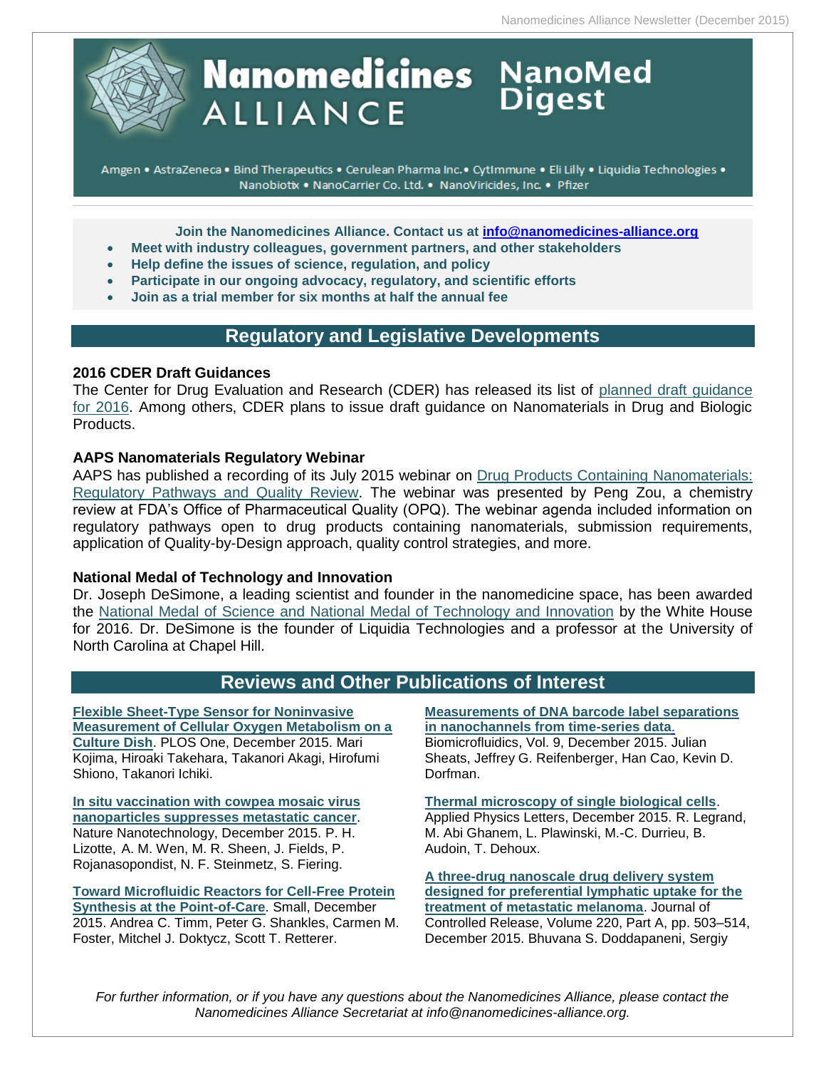# Nanomedicines ALLIANCE NanoMed Digest

Amgen • AstraZeneca • Bind Therapeutics • Cerulean Pharma Inc.• CytImmune • Eli Lilly • Liquidia Technologies • Nanobiotix • NanoCarrier Co. Ltd. • NanoViricides, Inc. • Pfizer

**Join the Nanomedicines Alliance. Contact us at info@nanomedicines-alliance.org**

- **Meet with industry colleagues, government partners, and other stakeholders**
- **Help define the issues of science, regulation, and policy**
- **Participate in our ongoing advocacy, regulatory, and scientific efforts**
- **Join as a trial member for six months at half the annual fee**

## Regulatory and Legislative Developments

### 2016 CDER Draft Guidances

The Center for Drug Evaluation and Research (CDER) has released its list of planned draft guidance for 2016. Among others, CDER plans to issue draft guidance on Nanomaterials in Drug and Biologic Products.

### AAPS Nanomaterials Regulatory Webinar

AAPS has published a recording of its July 2015 webinar on Drug Products Containing Nanomaterials: Regulatory Pathways and Quality Review. The webinar was presented by Peng Zou, a chemistry review at FDA's Office of Pharmaceutical Quality (OPQ). The webinar agenda included information on regulatory pathways open to drug products containing nanomaterials, submission requirements, application of Quality-by-Design approach, quality control strategies, and more.

### National Medal of Technology and Innovation

Dr. Joseph DeSimone, a leading scientist and founder in the nanomedicine space, has been awarded the National Medal of Science and National Medal of Technology and Innovation by the White House for 2016. Dr. DeSimone is the founder of Liquidia Technologies and a professor at the University of North Carolina at Chapel Hill.

## Reviews and Other Publications of Interest

**Flexible Sheet-Type Sensor for Noninvasive Measurement of Cellular Oxygen Metabolism on a Culture Dish**. PLOS One, December 2015. Mari Kojima, Hiroaki Takehara, Takanori Akagi, Hirofumi Shiono, Takanori Ichiki.

**In situ vaccination with cowpea mosaic virus nanoparticles suppresses metastatic cancer**. Nature Nanotechnology, December 2015. P. H. Lizotte, A. M. Wen, M. R. Sheen, J. Fields, P. Rojanasopondist, N. F. Steinmetz, S. Fiering.

**Toward Microfluidic Reactors for Cell-Free Protein Synthesis at the Point-of-Care**. Small, December 2015. Andrea C. Timm, Peter G. Shankles, Carmen M. Foster, Mitchel J. Doktycz, Scott T. Retterer.

**Measurements of DNA barcode label separations in nanochannels from time-series data**. Biomicrofluidics, Vol. 9, December 2015. Julian Sheats, Jeffrey G. Reifenberger, Han Cao, Kevin D. Dorfman.

**Thermal microscopy of single biological cells**. Applied Physics Letters, December 2015. R. Legrand, M. Abi Ghanem, L. Plawinski, M.-C. Durrieu, B. Audoin, T. Dehoux.

**A three-drug nanoscale drug delivery system designed for preferential lymphatic uptake for the treatment of metastatic melanoma**. Journal of Controlled Release, Volume 220, Part A, pp. 503–514, December 2015. Bhuvana S. Doddapaneni, Sergiy

*For further information, or if you have any questions about the Nanomedicines Alliance, please contact the Nanomedicines Alliance Secretariat at info@nanomedicines-alliance.org.*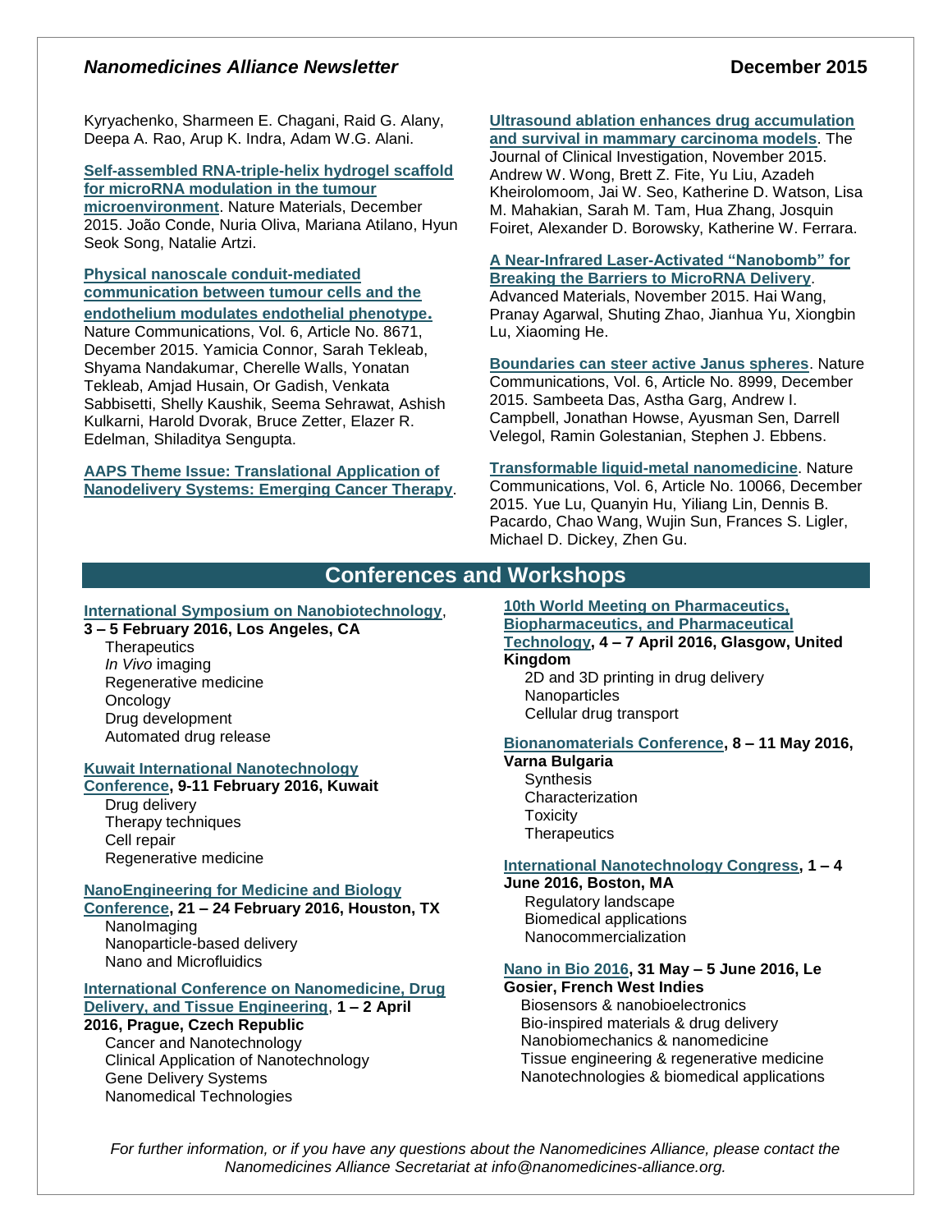Kyryachenko, Sharmeen E. Chagani, Raid G. Alany, Deepa A. Rao, Arup K. Indra, Adam W.G. Alani.

**Self-assembled RNA-triple-helix hydrogel scaffold for microRNA modulation in the tumour microenvironment**. Nature Materials, December 2015. João Conde, Nuria Oliva, Mariana Atilano, Hyun Seok Song, Natalie Artzi.

**Physical nanoscale conduit-mediated communication between tumour cells and the endothelium modulates endothelial phenotype.** Nature Communications, Vol. 6, Article No. 8671, December 2015. Yamicia Connor, Sarah Tekleab, Shyama Nandakumar, Cherelle Walls, Yonatan Tekleab, Amjad Husain, Or Gadish, Venkata Sabbisetti, Shelly Kaushik, Seema Sehrawat, Ashish Kulkarni, Harold Dvorak, Bruce Zetter, Elazer R. Edelman, Shiladitya Sengupta.

**AAPS Theme Issue: Translational Application of Nanodelivery Systems: Emerging Cancer Therapy**.

**Ultrasound ablation enhances drug accumulation and survival in mammary carcinoma models**. The Journal of Clinical Investigation, November 2015. Andrew W. Wong, Brett Z. Fite, Yu Liu, Azadeh Kheirolomoom, Jai W. Seo, Katherine D. Watson, Lisa M. Mahakian, Sarah M. Tam, Hua Zhang, Josquin Foiret, Alexander D. Borowsky, Katherine W. Ferrara.

**A Near-Infrared Laser-Activated "Nanobomb" for Breaking the Barriers to MicroRNA Delivery**. Advanced Materials, November 2015. Hai Wang, Pranay Agarwal, Shuting Zhao, Jianhua Yu, Xiongbin Lu, Xiaoming He.

**Boundaries can steer active Janus spheres**. Nature Communications, Vol. 6, Article No. 8999, December 2015. Sambeeta Das, Astha Garg, Andrew I. Campbell, Jonathan Howse, Ayusman Sen, Darrell Velegol, Ramin Golestanian, Stephen J. Ebbens.

**Transformable liquid-metal nanomedicine**. Nature Communications, Vol. 6, Article No. 10066, December 2015. Yue Lu, Quanyin Hu, Yiliang Lin, Dennis B. Pacardo, Chao Wang, Wujin Sun, Frances S. Ligler, Michael D. Dickey, Zhen Gu.

## Conferences and Workshops

**International Symposium on Nanobiotechnology, 3 – 5 February 2016, Los Angeles, CA**
- Therapeutics
- *In Vivo* imaging
- Regenerative medicine
- Oncology
- Drug development
- Automated drug release

**Kuwait International Nanotechnology Conference, 9-11 February 2016, Kuwait**
- Drug delivery
- Therapy techniques
- Cell repair
- Regenerative medicine

**NanoEngineering for Medicine and Biology Conference, 21 – 24 February 2016, Houston, TX**
- NanoImaging
- Nanoparticle-based delivery
- Nano and Microfluidics

**International Conference on Nanomedicine, Drug Delivery, and Tissue Engineering, 1 – 2 April 2016, Prague, Czech Republic**
- Cancer and Nanotechnology
- Clinical Application of Nanotechnology
- Gene Delivery Systems
- Nanomedical Technologies

**10th World Meeting on Pharmaceutics, Biopharmaceutics, and Pharmaceutical Technology, 4 – 7 April 2016, Glasgow, United Kingdom**
- 2D and 3D printing in drug delivery
- Nanoparticles
- Cellular drug transport

**Bionanomaterials Conference, 8 – 11 May 2016, Varna Bulgaria**
- Synthesis
- Characterization
- Toxicity
- Therapeutics

**International Nanotechnology Congress, 1 – 4 June 2016, Boston, MA**
- Regulatory landscape
- Biomedical applications
- Nanocommercialization

**Nano in Bio 2016, 31 May – 5 June 2016, Le Gosier, French West Indies**
- Biosensors & nanobioelectronics
- Bio-inspired materials & drug delivery
- Nanobiomechanics & nanomedicine
- Tissue engineering & regenerative medicine
- Nanotechnologies & biomedical applications

*For further information, or if you have any questions about the Nanomedicines Alliance, please contact the Nanomedicines Alliance Secretariat at info@nanomedicines-alliance.org.*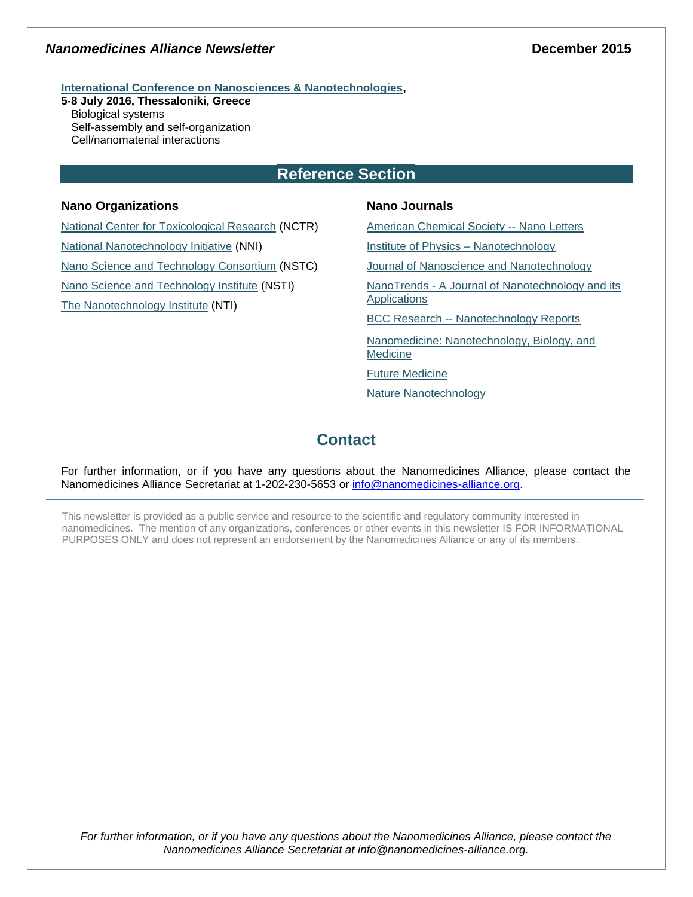**International Conference on Nanosciences & Nanotechnologies,**
**5-8 July 2016, Thessaloniki, Greece**

Biological systems
Self-assembly and self-organization
Cell/nanomaterial interactions

## Reference Section

### Nano Organizations

National Center for Toxicological Research (NCTR)

National Nanotechnology Initiative (NNI)

Nano Science and Technology Consortium (NSTC)

Nano Science and Technology Institute (NSTI)

The Nanotechnology Institute (NTI)

### Nano Journals

American Chemical Society -- Nano Letters

Institute of Physics – Nanotechnology

Journal of Nanoscience and Nanotechnology

NanoTrends - A Journal of Nanotechnology and its Applications

BCC Research -- Nanotechnology Reports

Nanomedicine: Nanotechnology, Biology, and Medicine

Future Medicine

Nature Nanotechnology

## Contact

For further information, or if you have any questions about the Nanomedicines Alliance, please contact the Nanomedicines Alliance Secretariat at 1-202-230-5653 or info@nanomedicines-alliance.org.

---

This newsletter is provided as a public service and resource to the scientific and regulatory community interested in nanomedicines. The mention of any organizations, conferences or other events in this newsletter IS FOR INFORMATIONAL PURPOSES ONLY and does not represent an endorsement by the Nanomedicines Alliance or any of its members.